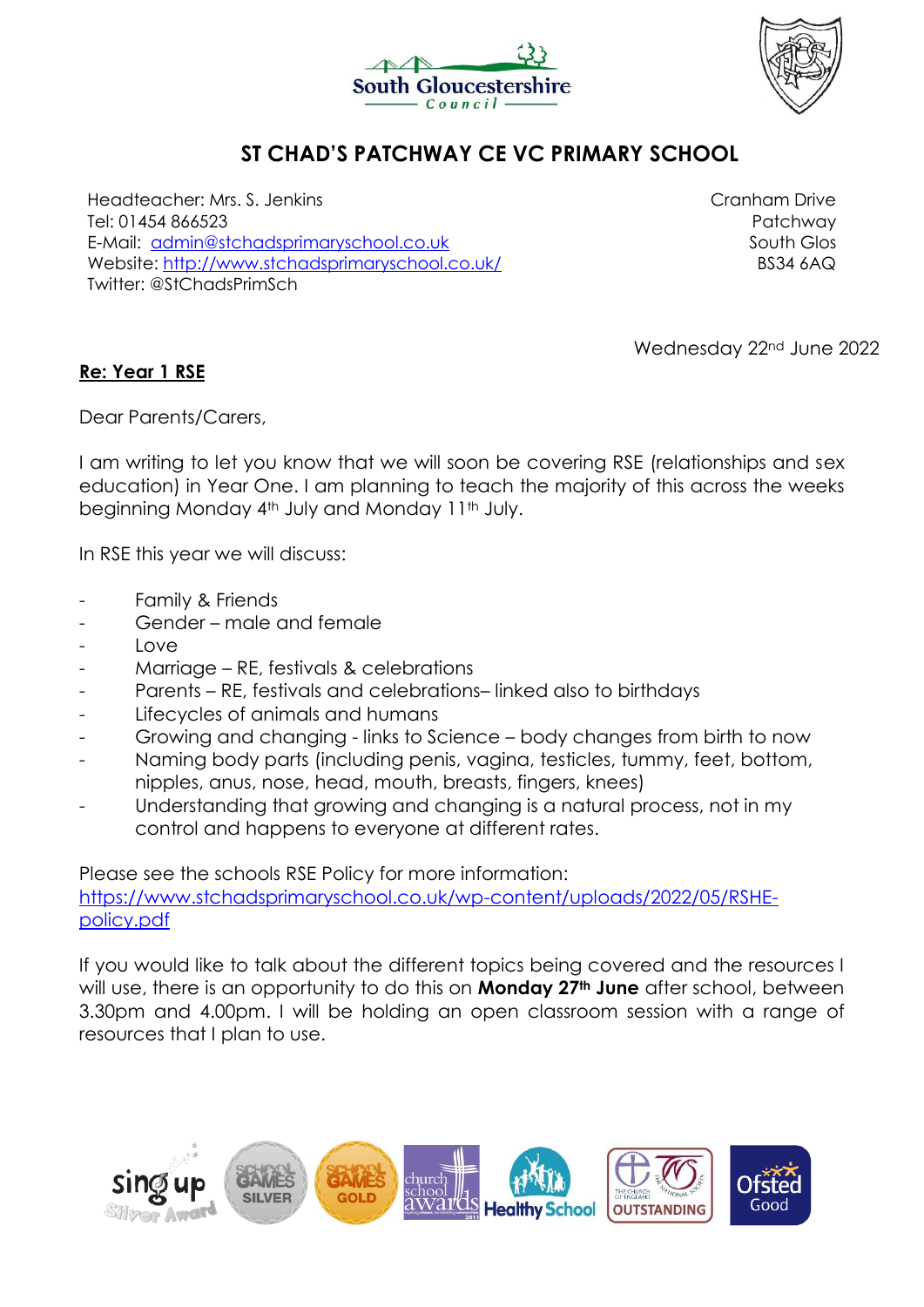South Gloucestershire Council

# ST CHAD'S PATCHWAY CE VC PRIMARY SCHOOL

Headteacher: Mrs. S. Jenkins
Tel: 01454 866523
E-Mail: admin@stchadsprimaryschool.co.uk
Website: http://www.stchadsprimaryschool.co.uk/
Twitter: @StChadsPrimSch

Cranham Drive
Patchway
South Glos
BS34 6AQ

Wednesday 22nd June 2022

**Re: Year 1 RSE**

Dear Parents/Carers,

I am writing to let you know that we will soon be covering RSE (relationships and sex education) in Year One. I am planning to teach the majority of this across the weeks beginning Monday 4th July and Monday 11th July.

In RSE this year we will discuss:

- Family & Friends
- Gender – male and female
- Love
- Marriage – RE, festivals & celebrations
- Parents – RE, festivals and celebrations– linked also to birthdays
- Lifecycles of animals and humans
- Growing and changing - links to Science – body changes from birth to now
- Naming body parts (including penis, vagina, testicles, tummy, feet, bottom, nipples, anus, nose, head, mouth, breasts, fingers, knees)
- Understanding that growing and changing is a natural process, not in my control and happens to everyone at different rates.

Please see the schools RSE Policy for more information:
https://www.stchadsprimaryschool.co.uk/wp-content/uploads/2022/05/RSHE-policy.pdf

If you would like to talk about the different topics being covered and the resources I will use, there is an opportunity to do this on **Monday 27th June** after school, between 3.30pm and 4.00pm. I will be holding an open classroom session with a range of resources that I plan to use.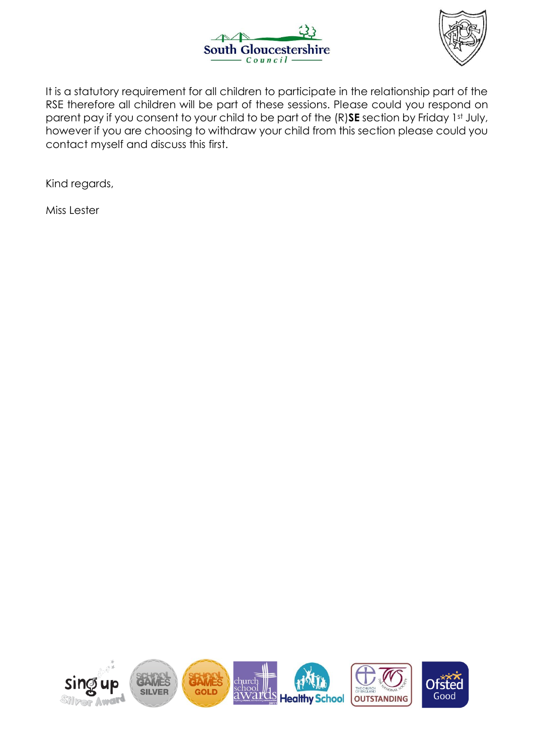It is a statutory requirement for all children to participate in the relationship part of the RSE therefore all children will be part of these sessions. Please could you respond on parent pay if you consent to your child to be part of the (R)**SE** section by Friday 1st July, however if you are choosing to withdraw your child from this section please could you contact myself and discuss this first.

Kind regards,

Miss Lester